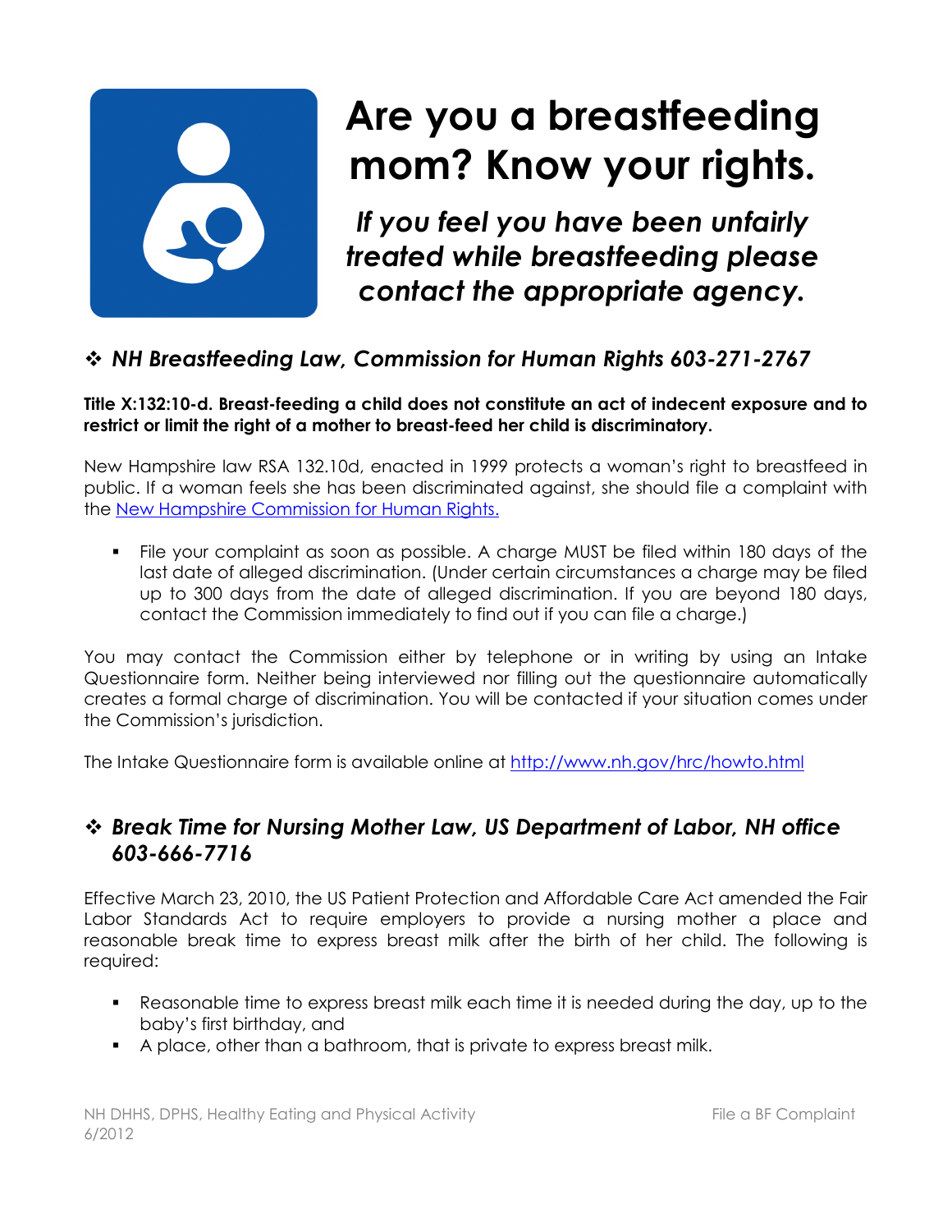# Are you a breastfeeding mom? Know your rights.

*If you feel you have been unfairly treated while breastfeeding please contact the appropriate agency.*

## ❖ *NH Breastfeeding Law, Commission for Human Rights 603-271-2767*

**Title X:132:10-d. Breast-feeding a child does not constitute an act of indecent exposure and to restrict or limit the right of a mother to breast-feed her child is discriminatory.**

New Hampshire law RSA 132.10d, enacted in 1999 protects a woman's right to breastfeed in public. If a woman feels she has been discriminated against, she should file a complaint with the [New Hampshire Commission for Human Rights.](http://www.nh.gov/hrc/howto.html)

- File your complaint as soon as possible. A charge MUST be filed within 180 days of the last date of alleged discrimination. (Under certain circumstances a charge may be filed up to 300 days from the date of alleged discrimination. If you are beyond 180 days, contact the Commission immediately to find out if you can file a charge.)

You may contact the Commission either by telephone or in writing by using an Intake Questionnaire form. Neither being interviewed nor filling out the questionnaire automatically creates a formal charge of discrimination. You will be contacted if your situation comes under the Commission's jurisdiction.

The Intake Questionnaire form is available online at [http://www.nh.gov/hrc/howto.html](http://www.nh.gov/hrc/howto.html)

## ❖ *Break Time for Nursing Mother Law, US Department of Labor, NH office 603-666-7716*

Effective March 23, 2010, the US Patient Protection and Affordable Care Act amended the Fair Labor Standards Act to require employers to provide a nursing mother a place and reasonable break time to express breast milk after the birth of her child. The following is required:

- Reasonable time to express breast milk each time it is needed during the day, up to the baby's first birthday, and
- A place, other than a bathroom, that is private to express breast milk.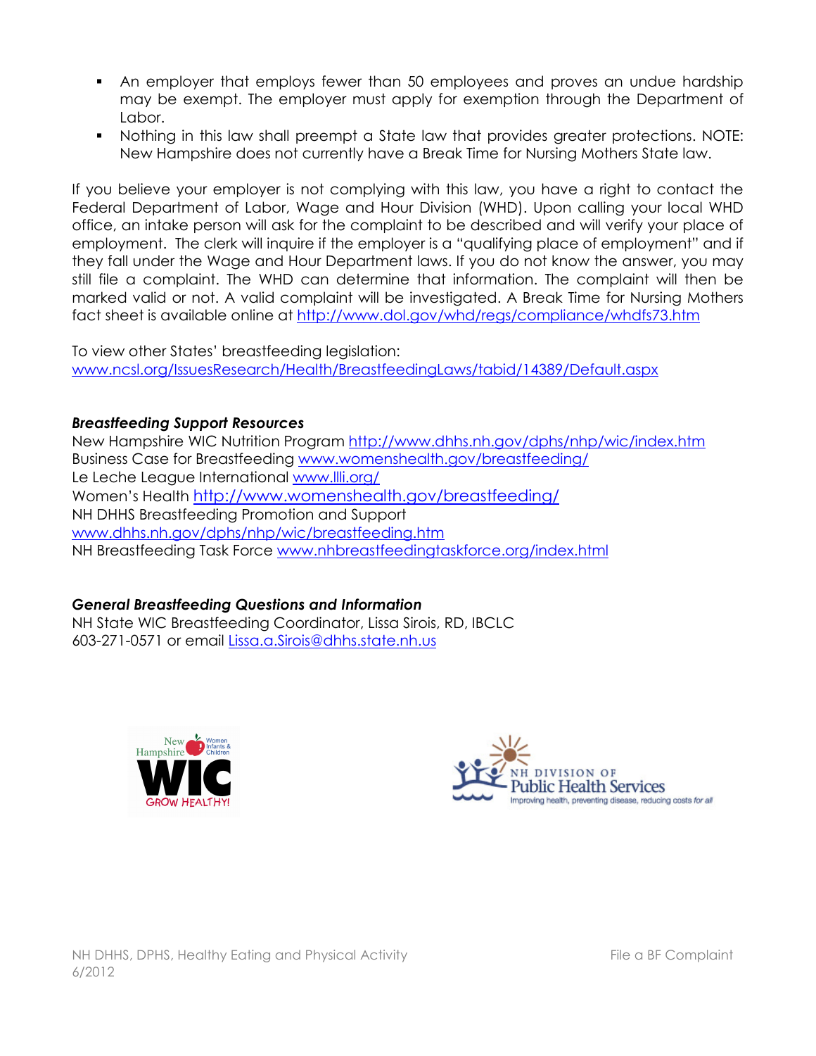- An employer that employs fewer than 50 employees and proves an undue hardship may be exempt. The employer must apply for exemption through the Department of Labor.
- Nothing in this law shall preempt a State law that provides greater protections. NOTE: New Hampshire does not currently have a Break Time for Nursing Mothers State law.

If you believe your employer is not complying with this law, you have a right to contact the Federal Department of Labor, Wage and Hour Division (WHD). Upon calling your local WHD office, an intake person will ask for the complaint to be described and will verify your place of employment. The clerk will inquire if the employer is a "qualifying place of employment" and if they fall under the Wage and Hour Department laws. If you do not know the answer, you may still file a complaint. The WHD can determine that information. The complaint will then be marked valid or not. A valid complaint will be investigated. A Break Time for Nursing Mothers fact sheet is available online at http://www.dol.gov/whd/regs/compliance/whdfs73.htm

To view other States' breastfeeding legislation:
www.ncsl.org/IssuesResearch/Health/BreastfeedingLaws/tabid/14389/Default.aspx

***Breastfeeding Support Resources***

New Hampshire WIC Nutrition Program http://www.dhhs.nh.gov/dphs/nhp/wic/index.htm
Business Case for Breastfeeding www.womenshealth.gov/breastfeeding/
Le Leche League International www.llli.org/
Women's Health http://www.womenshealth.gov/breastfeeding/
NH DHHS Breastfeeding Promotion and Support
www.dhhs.nh.gov/dphs/nhp/wic/breastfeeding.htm
NH Breastfeeding Task Force www.nhbreastfeedingtaskforce.org/index.html

***General Breastfeeding Questions and Information***

NH State WIC Breastfeeding Coordinator, Lissa Sirois, RD, IBCLC
603-271-0571 or email Lissa.a.Sirois@dhhs.state.nh.us

New Hampshire WIC Women Infants & Children GROW HEALTHY!

NH DIVISION OF Public Health Services
Improving health, preventing disease, reducing costs *for all*

NH DHHS, DPHS, Healthy Eating and Physical Activity
6/2012

File a BF Complaint